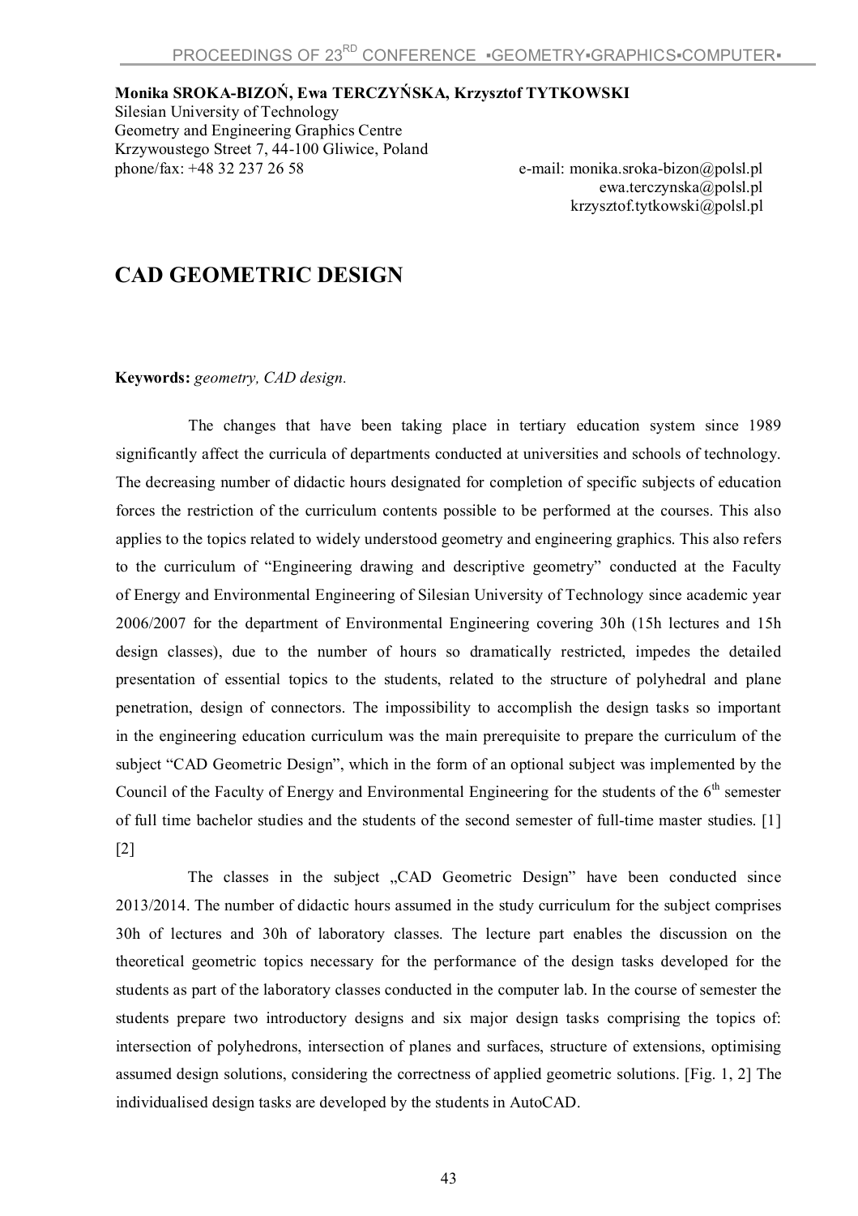**Monika SROKA-BIZOŃ, Ewa TERCZYŃSKA, Krzysztof TYTKOWSKI**
Silesian University of Technology
Geometry and Engineering Graphics Centre
Krzywoustego Street 7, 44-100 Gliwice, Poland
phone/fax: +48 32 237 26 58

e-mail: monika.sroka-bizon@polsl.pl
ewa.terczynska@polsl.pl
krzysztof.tytkowski@polsl.pl

# CAD GEOMETRIC DESIGN

**Keywords:** *geometry, CAD design.*

The changes that have been taking place in tertiary education system since 1989 significantly affect the curricula of departments conducted at universities and schools of technology. The decreasing number of didactic hours designated for completion of specific subjects of education forces the restriction of the curriculum contents possible to be performed at the courses. This also applies to the topics related to widely understood geometry and engineering graphics. This also refers to the curriculum of "Engineering drawing and descriptive geometry" conducted at the Faculty of Energy and Environmental Engineering of Silesian University of Technology since academic year 2006/2007 for the department of Environmental Engineering covering 30h (15h lectures and 15h design classes), due to the number of hours so dramatically restricted, impedes the detailed presentation of essential topics to the students, related to the structure of polyhedral and plane penetration, design of connectors. The impossibility to accomplish the design tasks so important in the engineering education curriculum was the main prerequisite to prepare the curriculum of the subject "CAD Geometric Design", which in the form of an optional subject was implemented by the Council of the Faculty of Energy and Environmental Engineering for the students of the 6th semester of full time bachelor studies and the students of the second semester of full-time master studies. [1] [2]

The classes in the subject „CAD Geometric Design" have been conducted since 2013/2014. The number of didactic hours assumed in the study curriculum for the subject comprises 30h of lectures and 30h of laboratory classes. The lecture part enables the discussion on the theoretical geometric topics necessary for the performance of the design tasks developed for the students as part of the laboratory classes conducted in the computer lab. In the course of semester the students prepare two introductory designs and six major design tasks comprising the topics of: intersection of polyhedrons, intersection of planes and surfaces, structure of extensions, optimising assumed design solutions, considering the correctness of applied geometric solutions. [Fig. 1, 2] The individualised design tasks are developed by the students in AutoCAD.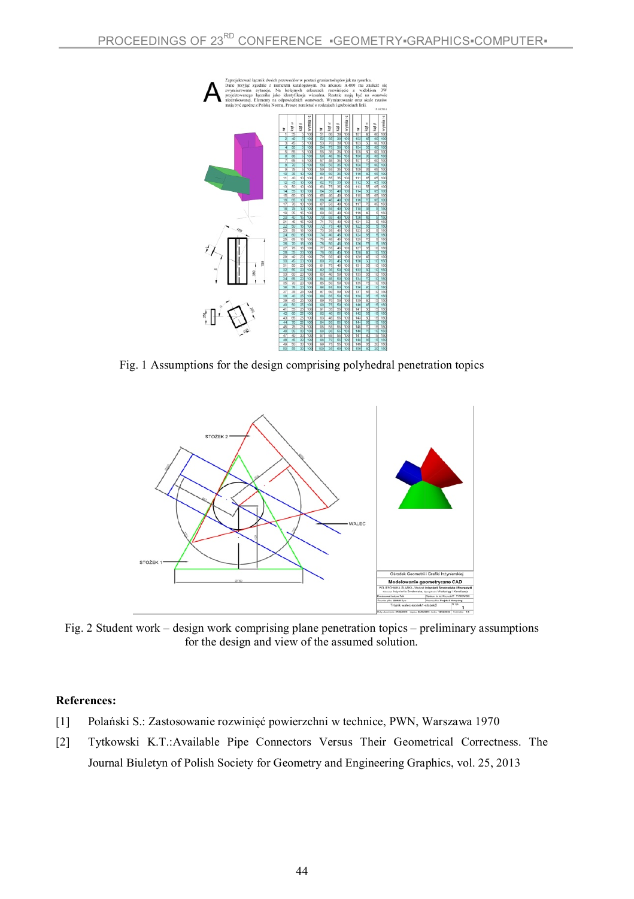Fig. 1 Assumptions for the design comprising polyhedral penetration topics

Fig. 2 Student work – design work comprising plane penetration topics – preliminary assumptions for the design and view of the assumed solution.

**References:**

[1] Polański S.: Zastosowanie rozwinięć powierzchni w technice, PWN, Warszawa 1970

[2] Tytkowski K.T.:Available Pipe Connectors Versus Their Geometrical Correctness. The Journal Biuletyn of Polish Society for Geometry and Engineering Graphics, vol. 25, 2013